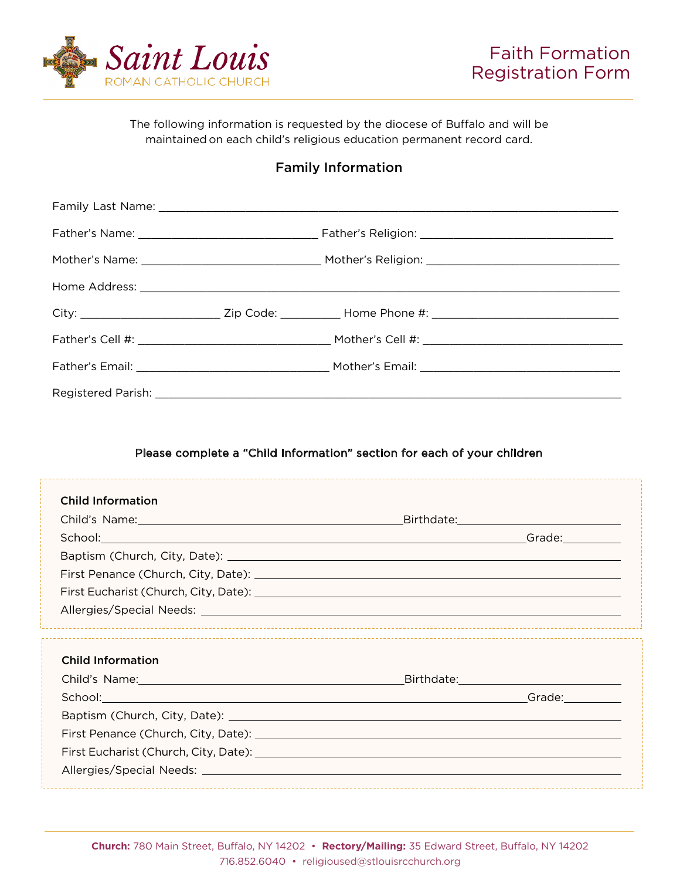# Saint Louis
ROMAN CATHOLIC CHURCH

# Faith Formation Registration Form

The following information is requested by the diocese of Buffalo and will be maintained on each child's religious education permanent record card.

## Family Information

Family Last Name: ______________________________________________________________________

Father's Name: ___________________________ Father's Religion: ____________________________

Mother's Name: ___________________________ Mother's Religion: ____________________________

Home Address: ______________________________________________________________________

City: _____________________ Zip Code: _________ Home Phone #: ____________________________

Father's Cell #: ____________________________ Mother's Cell #: ______________________________

Father's Email: ____________________________ Mother's Email: ______________________________

Registered Parish: ____________________________________________________________________

**Please complete a "Child Information" section for each of your children**

### Child Information

Child's Name: ________________________________________ Birthdate: _________________________

School: _________________________________________________________________ Grade: _________

Baptism (Church, City, Date): ____________________________________________________________

First Penance (Church, City, Date): _______________________________________________________

First Eucharist (Church, City, Date): ______________________________________________________

Allergies/Special Needs: _________________________________________________________________

### Child Information

Child's Name: ________________________________________ Birthdate: _________________________

School: _________________________________________________________________ Grade: _________

Baptism (Church, City, Date): ____________________________________________________________

First Penance (Church, City, Date): _______________________________________________________

First Eucharist (Church, City, Date): ______________________________________________________

Allergies/Special Needs: _________________________________________________________________

**Church:** 780 Main Street, Buffalo, NY 14202 • **Rectory/Mailing:** 35 Edward Street, Buffalo, NY 14202
716.852.6040 • religioused@stlouisrcchurch.org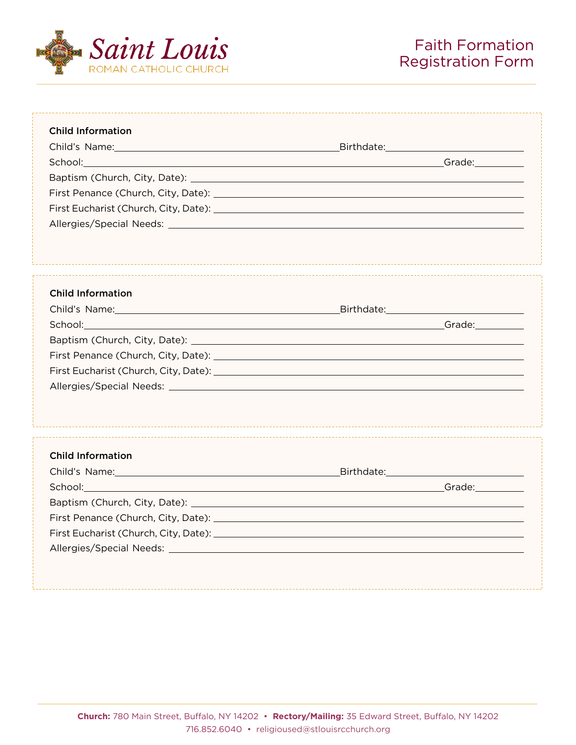Saint Louis
ROMAN CATHOLIC CHURCH

# Faith Formation Registration Form

### Child Information

Child's Name:\_\_\_\_\_\_\_\_\_\_\_\_\_\_\_\_\_\_\_\_\_\_\_\_\_\_\_\_\_\_\_\_ Birthdate:\_\_\_\_\_\_\_\_\_\_\_\_\_\_\_\_\_\_\_\_

School:\_\_\_\_\_\_\_\_\_\_\_\_\_\_\_\_\_\_\_\_\_\_\_\_\_\_\_\_\_\_\_\_\_\_\_\_\_\_\_\_\_\_\_\_\_\_\_\_ Grade:\_\_\_\_\_\_\_

Baptism (Church, City, Date): \_\_\_\_\_\_\_\_\_\_\_\_\_\_\_\_\_\_\_\_\_\_\_\_\_\_\_\_\_\_\_\_\_\_\_\_\_\_\_\_\_\_\_\_

First Penance (Church, City, Date): \_\_\_\_\_\_\_\_\_\_\_\_\_\_\_\_\_\_\_\_\_\_\_\_\_\_\_\_\_\_\_\_\_\_\_\_\_\_\_\_

First Eucharist (Church, City, Date): \_\_\_\_\_\_\_\_\_\_\_\_\_\_\_\_\_\_\_\_\_\_\_\_\_\_\_\_\_\_\_\_\_\_\_\_\_\_\_

Allergies/Special Needs: \_\_\_\_\_\_\_\_\_\_\_\_\_\_\_\_\_\_\_\_\_\_\_\_\_\_\_\_\_\_\_\_\_\_\_\_\_\_\_\_\_\_\_\_\_\_\_\_

### Child Information

Child's Name:\_\_\_\_\_\_\_\_\_\_\_\_\_\_\_\_\_\_\_\_\_\_\_\_\_\_\_\_\_\_\_\_ Birthdate:\_\_\_\_\_\_\_\_\_\_\_\_\_\_\_\_\_\_\_\_

School:\_\_\_\_\_\_\_\_\_\_\_\_\_\_\_\_\_\_\_\_\_\_\_\_\_\_\_\_\_\_\_\_\_\_\_\_\_\_\_\_\_\_\_\_\_\_\_\_ Grade:\_\_\_\_\_\_\_

Baptism (Church, City, Date): \_\_\_\_\_\_\_\_\_\_\_\_\_\_\_\_\_\_\_\_\_\_\_\_\_\_\_\_\_\_\_\_\_\_\_\_\_\_\_\_\_\_\_\_

First Penance (Church, City, Date): \_\_\_\_\_\_\_\_\_\_\_\_\_\_\_\_\_\_\_\_\_\_\_\_\_\_\_\_\_\_\_\_\_\_\_\_\_\_\_\_

First Eucharist (Church, City, Date): \_\_\_\_\_\_\_\_\_\_\_\_\_\_\_\_\_\_\_\_\_\_\_\_\_\_\_\_\_\_\_\_\_\_\_\_\_\_\_

Allergies/Special Needs: \_\_\_\_\_\_\_\_\_\_\_\_\_\_\_\_\_\_\_\_\_\_\_\_\_\_\_\_\_\_\_\_\_\_\_\_\_\_\_\_\_\_\_\_\_\_\_\_

### Child Information

Child's Name:\_\_\_\_\_\_\_\_\_\_\_\_\_\_\_\_\_\_\_\_\_\_\_\_\_\_\_\_\_\_\_\_ Birthdate:\_\_\_\_\_\_\_\_\_\_\_\_\_\_\_\_\_\_\_\_

School:\_\_\_\_\_\_\_\_\_\_\_\_\_\_\_\_\_\_\_\_\_\_\_\_\_\_\_\_\_\_\_\_\_\_\_\_\_\_\_\_\_\_\_\_\_\_\_\_ Grade:\_\_\_\_\_\_\_

Baptism (Church, City, Date): \_\_\_\_\_\_\_\_\_\_\_\_\_\_\_\_\_\_\_\_\_\_\_\_\_\_\_\_\_\_\_\_\_\_\_\_\_\_\_\_\_\_\_\_

First Penance (Church, City, Date): \_\_\_\_\_\_\_\_\_\_\_\_\_\_\_\_\_\_\_\_\_\_\_\_\_\_\_\_\_\_\_\_\_\_\_\_\_\_\_\_

First Eucharist (Church, City, Date): \_\_\_\_\_\_\_\_\_\_\_\_\_\_\_\_\_\_\_\_\_\_\_\_\_\_\_\_\_\_\_\_\_\_\_\_\_\_\_

Allergies/Special Needs: \_\_\_\_\_\_\_\_\_\_\_\_\_\_\_\_\_\_\_\_\_\_\_\_\_\_\_\_\_\_\_\_\_\_\_\_\_\_\_\_\_\_\_\_\_\_\_\_

**Church:** 780 Main Street, Buffalo, NY 14202 • **Rectory/Mailing:** 35 Edward Street, Buffalo, NY 14202
716.852.6040 • religioused@stlouisrcchurch.org